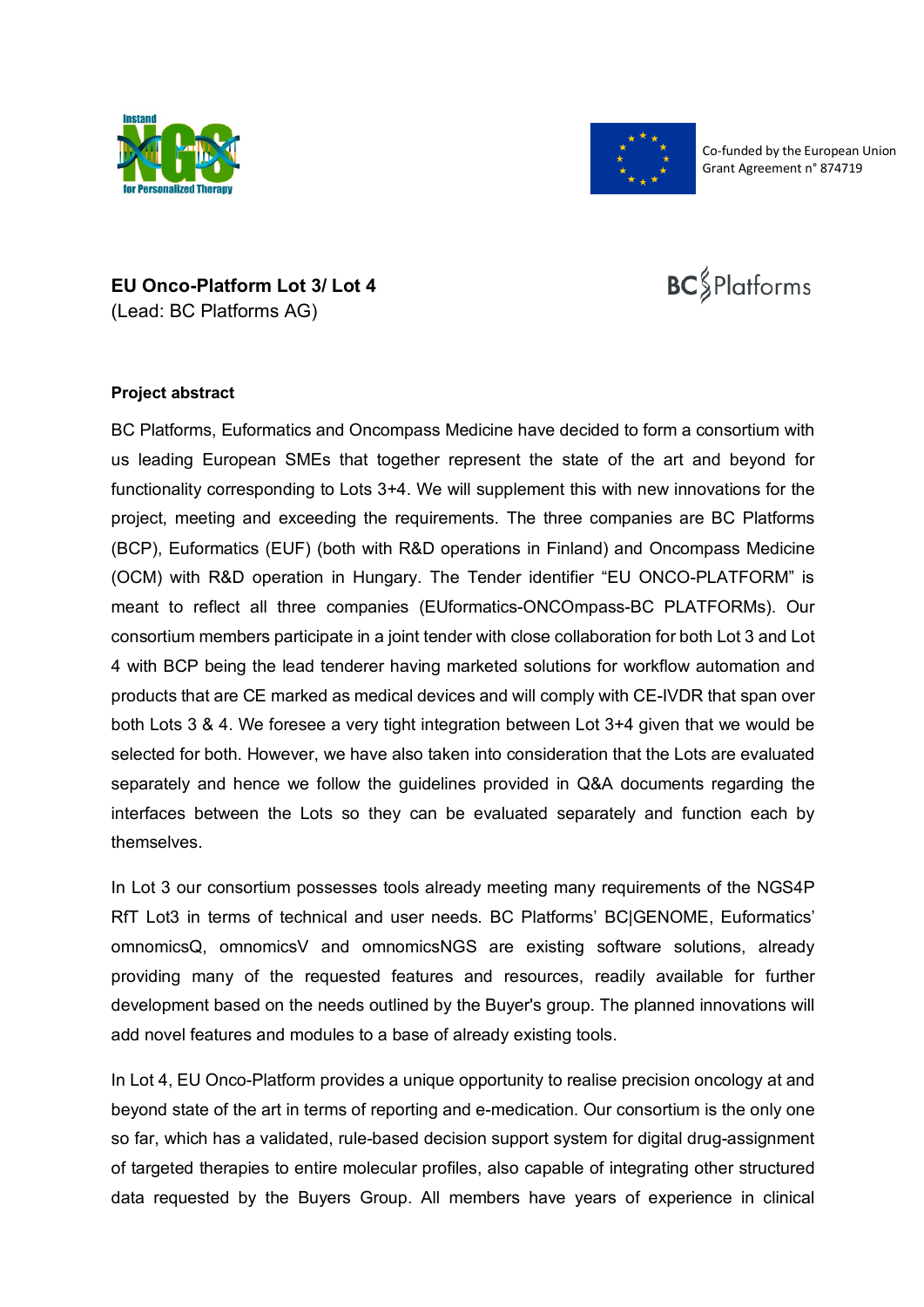Co-funded by the European Union
Grant Agreement n° 874719

**EU Onco-Platform Lot 3/ Lot 4**
(Lead: BC Platforms AG)

**Project abstract**

BC Platforms, Euformatics and Oncompass Medicine have decided to form a consortium with us leading European SMEs that together represent the state of the art and beyond for functionality corresponding to Lots 3+4. We will supplement this with new innovations for the project, meeting and exceeding the requirements. The three companies are BC Platforms (BCP), Euformatics (EUF) (both with R&D operations in Finland) and Oncompass Medicine (OCM) with R&D operation in Hungary. The Tender identifier "EU ONCO-PLATFORM" is meant to reflect all three companies (EUformatics-ONCOmpass-BC PLATFORMs). Our consortium members participate in a joint tender with close collaboration for both Lot 3 and Lot 4 with BCP being the lead tenderer having marketed solutions for workflow automation and products that are CE marked as medical devices and will comply with CE-IVDR that span over both Lots 3 & 4. We foresee a very tight integration between Lot 3+4 given that we would be selected for both. However, we have also taken into consideration that the Lots are evaluated separately and hence we follow the guidelines provided in Q&A documents regarding the interfaces between the Lots so they can be evaluated separately and function each by themselves.

In Lot 3 our consortium possesses tools already meeting many requirements of the NGS4P RfT Lot3 in terms of technical and user needs. BC Platforms' BC|GENOME, Euformatics' omnomicsQ, omnomicsV and omnomicsNGS are existing software solutions, already providing many of the requested features and resources, readily available for further development based on the needs outlined by the Buyer's group. The planned innovations will add novel features and modules to a base of already existing tools.

In Lot 4, EU Onco-Platform provides a unique opportunity to realise precision oncology at and beyond state of the art in terms of reporting and e-medication. Our consortium is the only one so far, which has a validated, rule-based decision support system for digital drug-assignment of targeted therapies to entire molecular profiles, also capable of integrating other structured data requested by the Buyers Group. All members have years of experience in clinical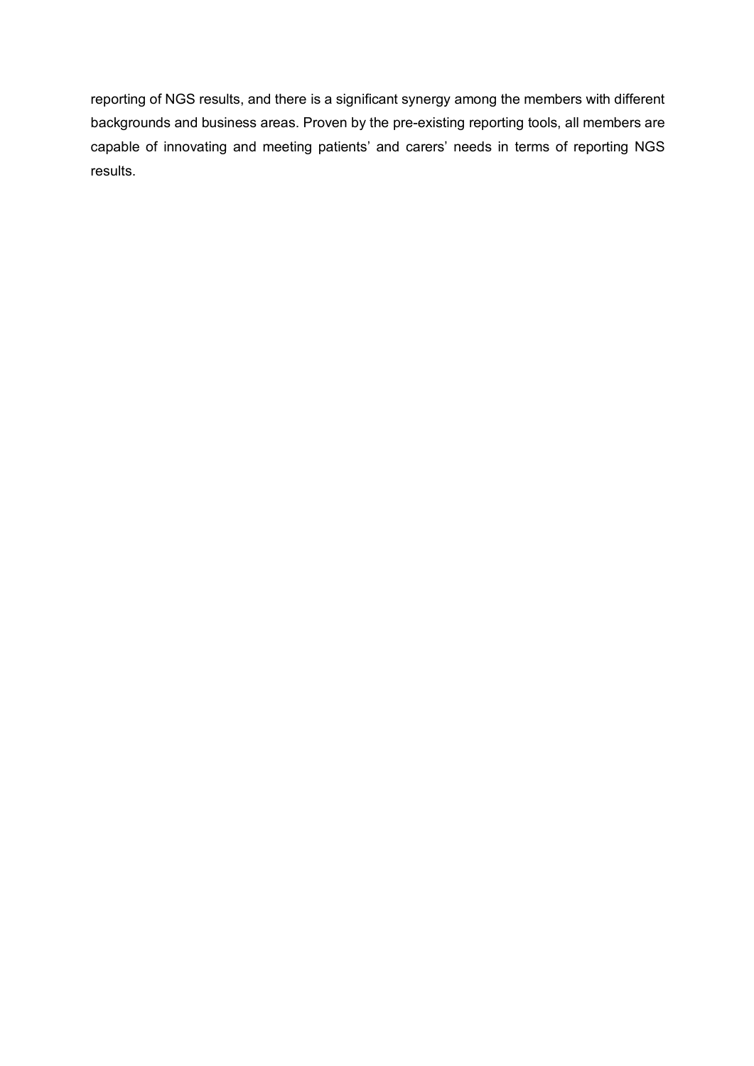reporting of NGS results, and there is a significant synergy among the members with different backgrounds and business areas. Proven by the pre-existing reporting tools, all members are capable of innovating and meeting patients' and carers' needs in terms of reporting NGS results.